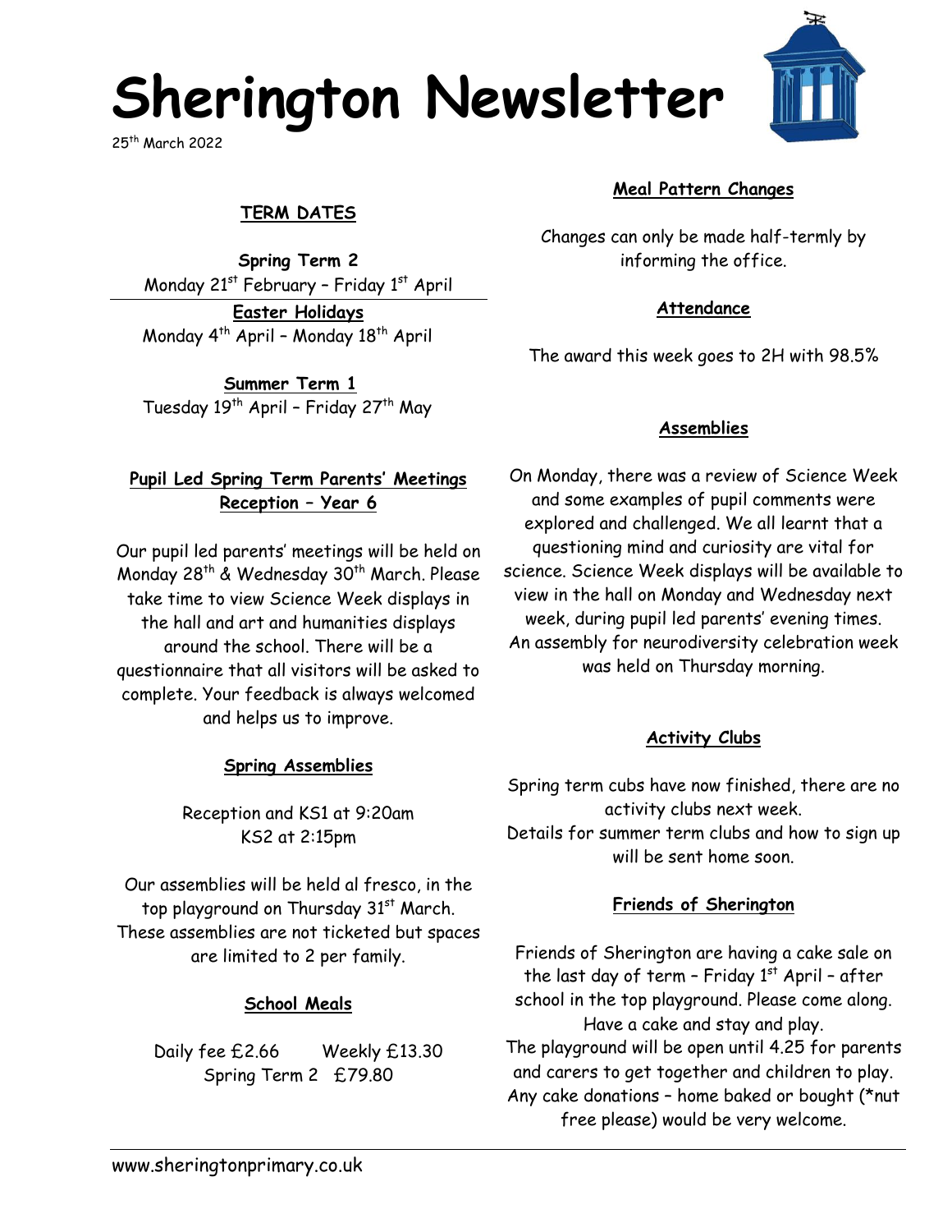# Sherington Newsletter

25th March 2022

## TERM DATES

**Spring Term 2**
Monday 21st February – Friday 1st April

**Easter Holidays**
Monday 4th April – Monday 18th April

**Summer Term 1**
Tuesday 19th April – Friday 27th May

## Pupil Led Spring Term Parents' Meetings Reception – Year 6

Our pupil led parents' meetings will be held on Monday 28th & Wednesday 30th March. Please take time to view Science Week displays in the hall and art and humanities displays around the school. There will be a questionnaire that all visitors will be asked to complete. Your feedback is always welcomed and helps us to improve.

## Spring Assemblies

Reception and KS1 at 9:20am
KS2 at 2:15pm

Our assemblies will be held al fresco, in the top playground on Thursday 31st March. These assemblies are not ticketed but spaces are limited to 2 per family.

## School Meals

Daily fee £2.66 Weekly £13.30
Spring Term 2 £79.80

## Meal Pattern Changes

Changes can only be made half-termly by informing the office.

## Attendance

The award this week goes to 2H with 98.5%

## Assemblies

On Monday, there was a review of Science Week and some examples of pupil comments were explored and challenged. We all learnt that a questioning mind and curiosity are vital for science. Science Week displays will be available to view in the hall on Monday and Wednesday next week, during pupil led parents' evening times. An assembly for neurodiversity celebration week was held on Thursday morning.

## Activity Clubs

Spring term cubs have now finished, there are no activity clubs next week.
Details for summer term clubs and how to sign up will be sent home soon.

## Friends of Sherington

Friends of Sherington are having a cake sale on the last day of term – Friday 1st April – after school in the top playground. Please come along. Have a cake and stay and play.
The playground will be open until 4.25 for parents and carers to get together and children to play. Any cake donations – home baked or bought (*nut free please) would be very welcome.

www.sheringtonprimary.co.uk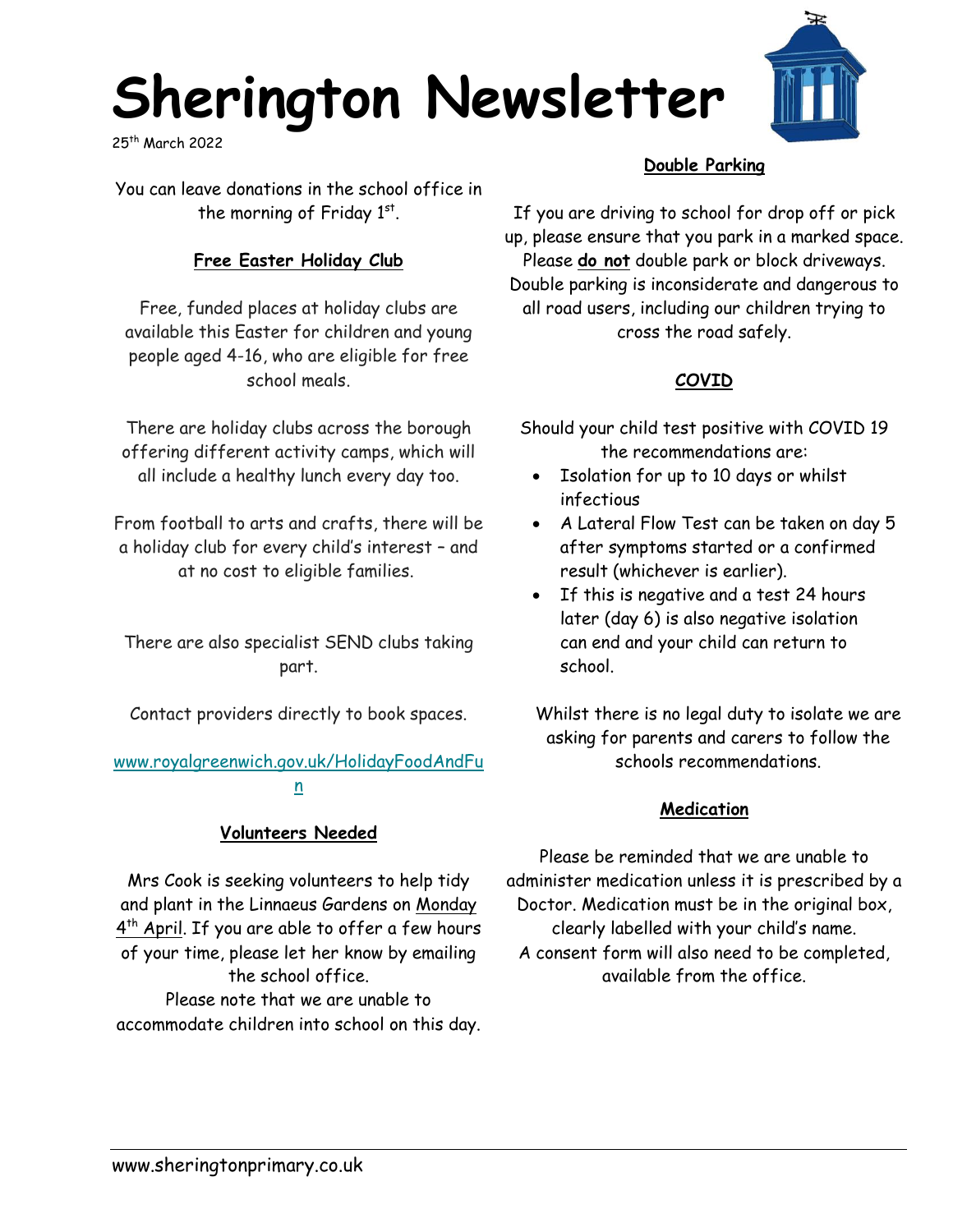# Sherington Newsletter

25th March 2022

You can leave donations in the school office in the morning of Friday 1st.

## Free Easter Holiday Club

Free, funded places at holiday clubs are available this Easter for children and young people aged 4-16, who are eligible for free school meals.

There are holiday clubs across the borough offering different activity camps, which will all include a healthy lunch every day too.

From football to arts and crafts, there will be a holiday club for every child's interest – and at no cost to eligible families.

There are also specialist SEND clubs taking part.

Contact providers directly to book spaces.

www.royalgreenwich.gov.uk/HolidayFoodAndFun

## Volunteers Needed

Mrs Cook is seeking volunteers to help tidy and plant in the Linnaeus Gardens on Monday 4th April. If you are able to offer a few hours of your time, please let her know by emailing the school office.

Please note that we are unable to accommodate children into school on this day.

## Double Parking

If you are driving to school for drop off or pick up, please ensure that you park in a marked space. Please **do not** double park or block driveways. Double parking is inconsiderate and dangerous to all road users, including our children trying to cross the road safely.

## COVID

Should your child test positive with COVID 19 the recommendations are:

- Isolation for up to 10 days or whilst infectious
- A Lateral Flow Test can be taken on day 5 after symptoms started or a confirmed result (whichever is earlier).
- If this is negative and a test 24 hours later (day 6) is also negative isolation can end and your child can return to school.

Whilst there is no legal duty to isolate we are asking for parents and carers to follow the schools recommendations.

## Medication

Please be reminded that we are unable to administer medication unless it is prescribed by a Doctor. Medication must be in the original box, clearly labelled with your child's name.

A consent form will also need to be completed, available from the office.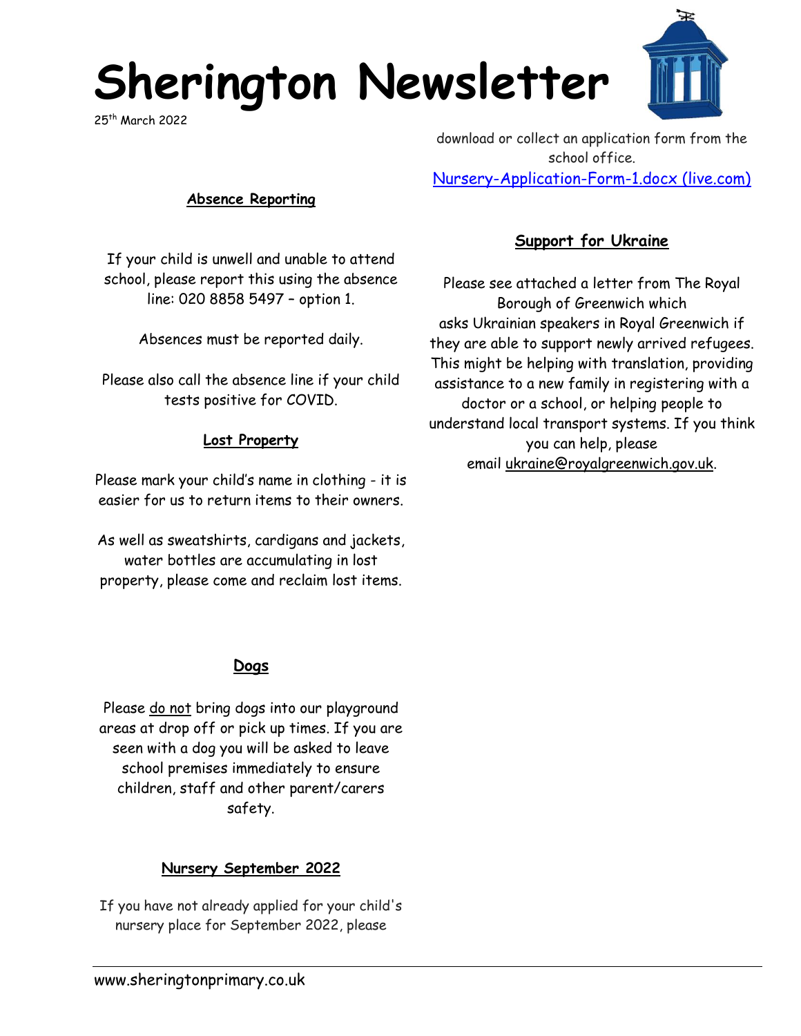# Sherington Newsletter

25th March 2022

## Absence Reporting

If your child is unwell and unable to attend school, please report this using the absence line: 020 8858 5497 – option 1.

Absences must be reported daily.

Please also call the absence line if your child tests positive for COVID.

## Lost Property

Please mark your child's name in clothing - it is easier for us to return items to their owners.

As well as sweatshirts, cardigans and jackets, water bottles are accumulating in lost property, please come and reclaim lost items.

## Dogs

Please do not bring dogs into our playground areas at drop off or pick up times. If you are seen with a dog you will be asked to leave school premises immediately to ensure children, staff and other parent/carers safety.

## Nursery September 2022

If you have not already applied for your child's nursery place for September 2022, please download or collect an application form from the school office.

[Nursery-Application-Form-1.docx (live.com)]

## Support for Ukraine

Please see attached a letter from The Royal Borough of Greenwich which asks Ukrainian speakers in Royal Greenwich if they are able to support newly arrived refugees. This might be helping with translation, providing assistance to a new family in registering with a doctor or a school, or helping people to understand local transport systems. If you think you can help, please email ukraine@royalgreenwich.gov.uk.